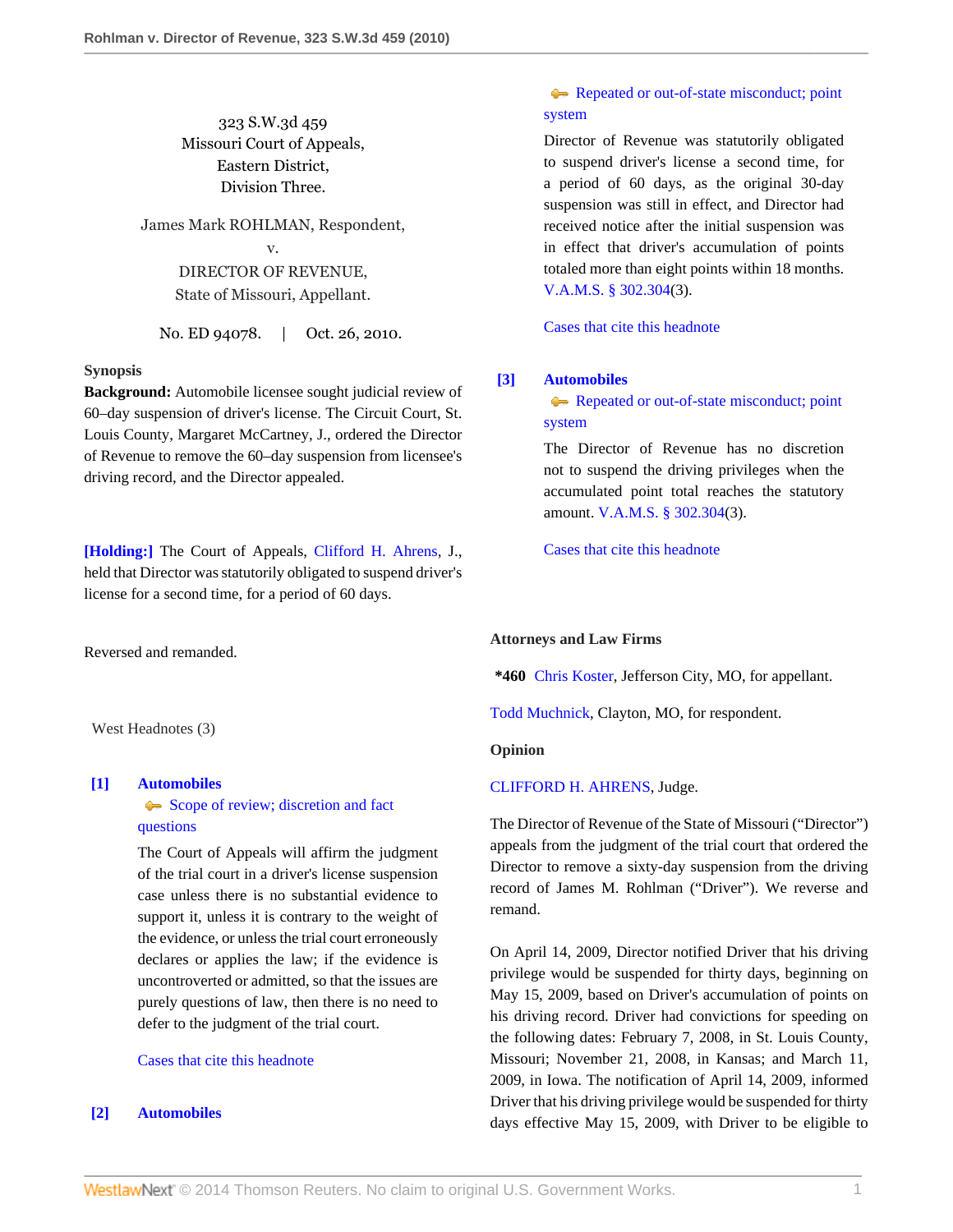323 S.W.3d 459
Missouri Court of Appeals,
Eastern District,
Division Three.

James Mark ROHLMAN, Respondent,
v.
DIRECTOR OF REVENUE,
State of Missouri, Appellant.

No. ED 94078. | Oct. 26, 2010.

**Synopsis**

**Background:** Automobile licensee sought judicial review of 60–day suspension of driver's license. The Circuit Court, St. Louis County, Margaret McCartney, J., ordered the Director of Revenue to remove the 60–day suspension from licensee's driving record, and the Director appealed.

**[Holding:]** The Court of Appeals, Clifford H. Ahrens, J., held that Director was statutorily obligated to suspend driver's license for a second time, for a period of 60 days.

Reversed and remanded.

West Headnotes (3)

**[1] Automobiles**
Scope of review; discretion and fact questions

The Court of Appeals will affirm the judgment of the trial court in a driver's license suspension case unless there is no substantial evidence to support it, unless it is contrary to the weight of the evidence, or unless the trial court erroneously declares or applies the law; if the evidence is uncontroverted or admitted, so that the issues are purely questions of law, then there is no need to defer to the judgment of the trial court.

Cases that cite this headnote

**[2] Automobiles**
Repeated or out-of-state misconduct; point system

Director of Revenue was statutorily obligated to suspend driver's license a second time, for a period of 60 days, as the original 30-day suspension was still in effect, and Director had received notice after the initial suspension was in effect that driver's accumulation of points totaled more than eight points within 18 months. V.A.M.S. § 302.304(3).

Cases that cite this headnote

**[3] Automobiles**
Repeated or out-of-state misconduct; point system

The Director of Revenue has no discretion not to suspend the driving privileges when the accumulated point total reaches the statutory amount. V.A.M.S. § 302.304(3).

Cases that cite this headnote

**Attorneys and Law Firms**

**\*460** Chris Koster, Jefferson City, MO, for appellant.

Todd Muchnick, Clayton, MO, for respondent.

**Opinion**

CLIFFORD H. AHRENS, Judge.

The Director of Revenue of the State of Missouri ("Director") appeals from the judgment of the trial court that ordered the Director to remove a sixty-day suspension from the driving record of James M. Rohlman ("Driver"). We reverse and remand.

On April 14, 2009, Director notified Driver that his driving privilege would be suspended for thirty days, beginning on May 15, 2009, based on Driver's accumulation of points on his driving record. Driver had convictions for speeding on the following dates: February 7, 2008, in St. Louis County, Missouri; November 21, 2008, in Kansas; and March 11, 2009, in Iowa. The notification of April 14, 2009, informed Driver that his driving privilege would be suspended for thirty days effective May 15, 2009, with Driver to be eligible to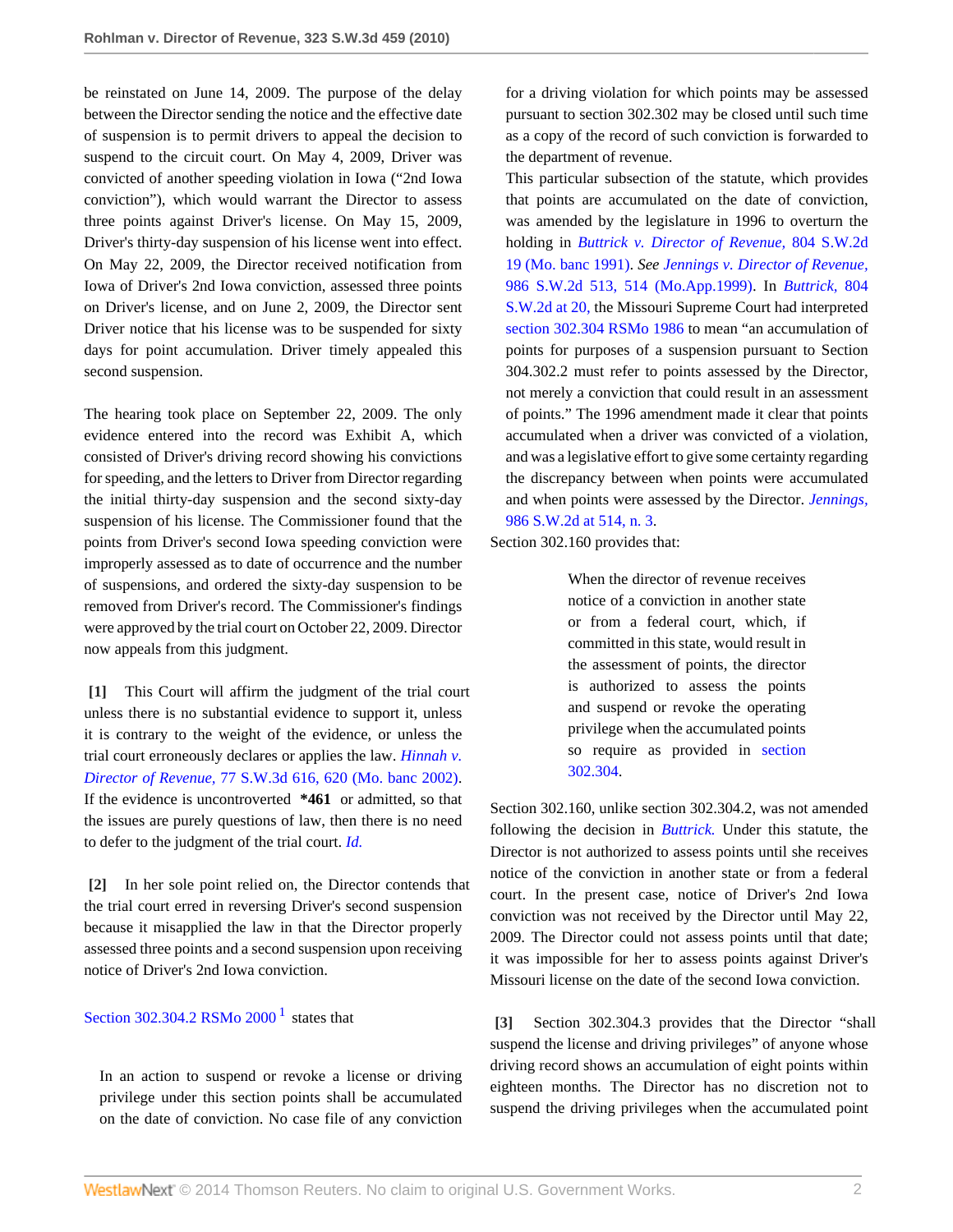be reinstated on June 14, 2009. The purpose of the delay between the Director sending the notice and the effective date of suspension is to permit drivers to appeal the decision to suspend to the circuit court. On May 4, 2009, Driver was convicted of another speeding violation in Iowa ("2nd Iowa conviction"), which would warrant the Director to assess three points against Driver's license. On May 15, 2009, Driver's thirty-day suspension of his license went into effect. On May 22, 2009, the Director received notification from Iowa of Driver's 2nd Iowa conviction, assessed three points on Driver's license, and on June 2, 2009, the Director sent Driver notice that his license was to be suspended for sixty days for point accumulation. Driver timely appealed this second suspension.

The hearing took place on September 22, 2009. The only evidence entered into the record was Exhibit A, which consisted of Driver's driving record showing his convictions for speeding, and the letters to Driver from Director regarding the initial thirty-day suspension and the second sixty-day suspension of his license. The Commissioner found that the points from Driver's second Iowa speeding conviction were improperly assessed as to date of occurrence and the number of suspensions, and ordered the sixty-day suspension to be removed from Driver's record. The Commissioner's findings were approved by the trial court on October 22, 2009. Director now appeals from this judgment.

**[1]** This Court will affirm the judgment of the trial court unless there is no substantial evidence to support it, unless it is contrary to the weight of the evidence, or unless the trial court erroneously declares or applies the law. *Hinnah v. Director of Revenue,* 77 S.W.3d 616, 620 (Mo. banc 2002). If the evidence is uncontroverted **\*461** or admitted, so that the issues are purely questions of law, then there is no need to defer to the judgment of the trial court. *Id.*

**[2]** In her sole point relied on, the Director contends that the trial court erred in reversing Driver's second suspension because it misapplied the law in that the Director properly assessed three points and a second suspension upon receiving notice of Driver's 2nd Iowa conviction.

Section 302.304.2 RSMo 2000 [1] states that

> In an action to suspend or revoke a license or driving privilege under this section points shall be accumulated on the date of conviction. No case file of any conviction for a driving violation for which points may be assessed pursuant to section 302.302 may be closed until such time as a copy of the record of such conviction is forwarded to the department of revenue.

This particular subsection of the statute, which provides that points are accumulated on the date of conviction, was amended by the legislature in 1996 to overturn the holding in *Buttrick v. Director of Revenue,* 804 S.W.2d 19 (Mo. banc 1991). *See Jennings v. Director of Revenue,* 986 S.W.2d 513, 514 (Mo.App.1999). In *Buttrick,* 804 S.W.2d at 20, the Missouri Supreme Court had interpreted section 302.304 RSMo 1986 to mean "an accumulation of points for purposes of a suspension pursuant to Section 304.302.2 must refer to points assessed by the Director, not merely a conviction that could result in an assessment of points." The 1996 amendment made it clear that points accumulated when a driver was convicted of a violation, and was a legislative effort to give some certainty regarding the discrepancy between when points were accumulated and when points were assessed by the Director. *Jennings,* 986 S.W.2d at 514, n. 3.

Section 302.160 provides that:

> When the director of revenue receives notice of a conviction in another state or from a federal court, which, if committed in this state, would result in the assessment of points, the director is authorized to assess the points and suspend or revoke the operating privilege when the accumulated points so require as provided in section 302.304.

Section 302.160, unlike section 302.304.2, was not amended following the decision in *Buttrick.* Under this statute, the Director is not authorized to assess points until she receives notice of the conviction in another state or from a federal court. In the present case, notice of Driver's 2nd Iowa conviction was not received by the Director until May 22, 2009. The Director could not assess points until that date; it was impossible for her to assess points against Driver's Missouri license on the date of the second Iowa conviction.

**[3]** Section 302.304.3 provides that the Director "shall suspend the license and driving privileges" of anyone whose driving record shows an accumulation of eight points within eighteen months. The Director has no discretion not to suspend the driving privileges when the accumulated point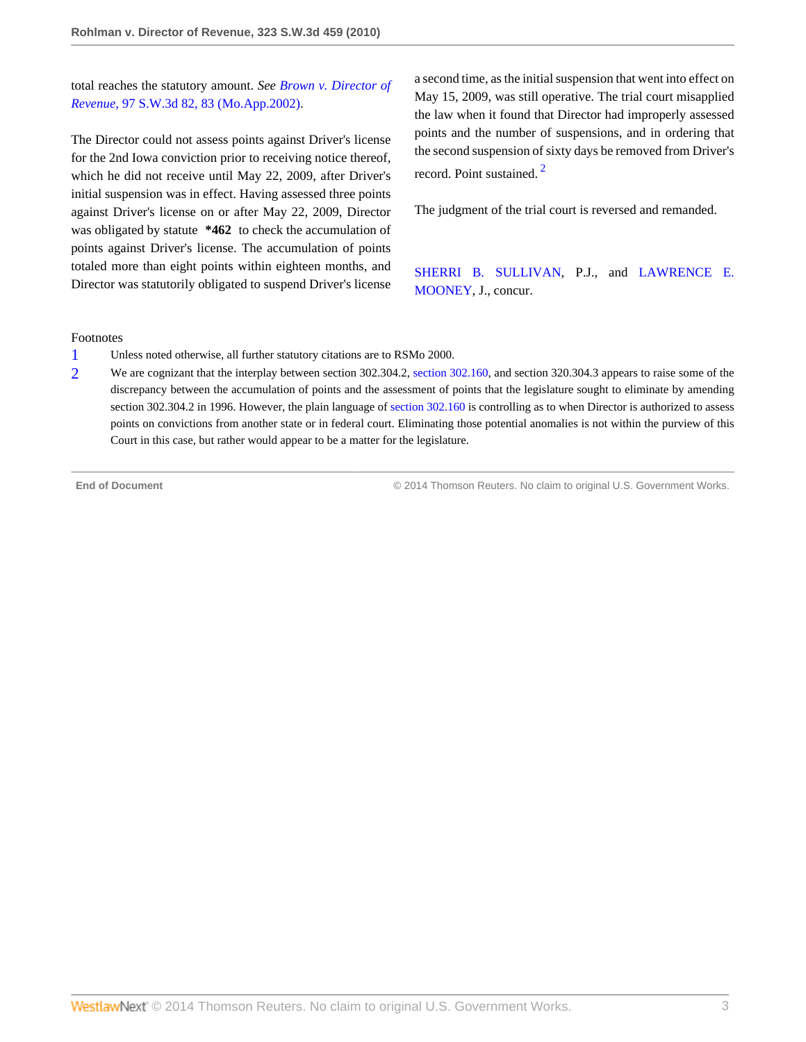total reaches the statutory amount. *See Brown v. Director of Revenue,* 97 S.W.3d 82, 83 (Mo.App.2002).

The Director could not assess points against Driver's license for the 2nd Iowa conviction prior to receiving notice thereof, which he did not receive until May 22, 2009, after Driver's initial suspension was in effect. Having assessed three points against Driver's license on or after May 22, 2009, Director was obligated by statute **\*462** to check the accumulation of points against Driver's license. The accumulation of points totaled more than eight points within eighteen months, and Director was statutorily obligated to suspend Driver's license a second time, as the initial suspension that went into effect on May 15, 2009, was still operative. The trial court misapplied the law when it found that Director had improperly assessed points and the number of suspensions, and in ordering that the second suspension of sixty days be removed from Driver's record. Point sustained.[2]

The judgment of the trial court is reversed and remanded.

SHERRI B. SULLIVAN, P.J., and LAWRENCE E. MOONEY, J., concur.

Footnotes

1. Unless noted otherwise, all further statutory citations are to RSMo 2000.
2. We are cognizant that the interplay between section 302.304.2, section 302.160, and section 320.304.3 appears to raise some of the discrepancy between the accumulation of points and the assessment of points that the legislature sought to eliminate by amending section 302.304.2 in 1996. However, the plain language of section 302.160 is controlling as to when Director is authorized to assess points on convictions from another state or in federal court. Eliminating those potential anomalies is not within the purview of this Court in this case, but rather would appear to be a matter for the legislature.

End of Document © 2014 Thomson Reuters. No claim to original U.S. Government Works.